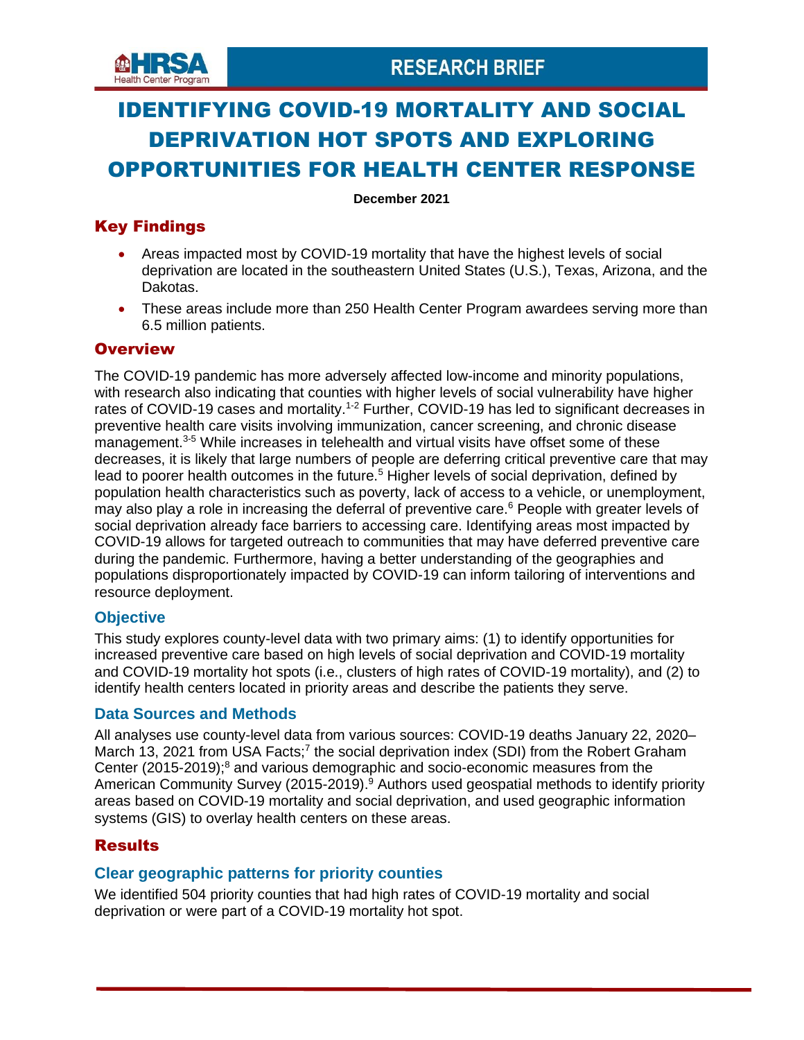RESEARCH BRIEF

# IDENTIFYING COVID-19 MORTALITY AND SOCIAL DEPRIVATION HOT SPOTS AND EXPLORING OPPORTUNITIES FOR HEALTH CENTER RESPONSE

**December 2021**

## Key Findings

- Areas impacted most by COVID-19 mortality that have the highest levels of social deprivation are located in the southeastern United States (U.S.), Texas, Arizona, and the Dakotas.
- These areas include more than 250 Health Center Program awardees serving more than 6.5 million patients.

## Overview

The COVID-19 pandemic has more adversely affected low-income and minority populations, with research also indicating that counties with higher levels of social vulnerability have higher rates of COVID-19 cases and mortality.[1-2] Further, COVID-19 has led to significant decreases in preventive health care visits involving immunization, cancer screening, and chronic disease management.[3-5] While increases in telehealth and virtual visits have offset some of these decreases, it is likely that large numbers of people are deferring critical preventive care that may lead to poorer health outcomes in the future.[5] Higher levels of social deprivation, defined by population health characteristics such as poverty, lack of access to a vehicle, or unemployment, may also play a role in increasing the deferral of preventive care.[6] People with greater levels of social deprivation already face barriers to accessing care. Identifying areas most impacted by COVID-19 allows for targeted outreach to communities that may have deferred preventive care during the pandemic. Furthermore, having a better understanding of the geographies and populations disproportionately impacted by COVID-19 can inform tailoring of interventions and resource deployment.

### Objective

This study explores county-level data with two primary aims: (1) to identify opportunities for increased preventive care based on high levels of social deprivation and COVID-19 mortality and COVID-19 mortality hot spots (i.e., clusters of high rates of COVID-19 mortality), and (2) to identify health centers located in priority areas and describe the patients they serve.

### Data Sources and Methods

All analyses use county-level data from various sources: COVID-19 deaths January 22, 2020–March 13, 2021 from USA Facts;[7] the social deprivation index (SDI) from the Robert Graham Center (2015-2019);[8] and various demographic and socio-economic measures from the American Community Survey (2015-2019).[9] Authors used geospatial methods to identify priority areas based on COVID-19 mortality and social deprivation, and used geographic information systems (GIS) to overlay health centers on these areas.

## Results

### Clear geographic patterns for priority counties

We identified 504 priority counties that had high rates of COVID-19 mortality and social deprivation or were part of a COVID-19 mortality hot spot.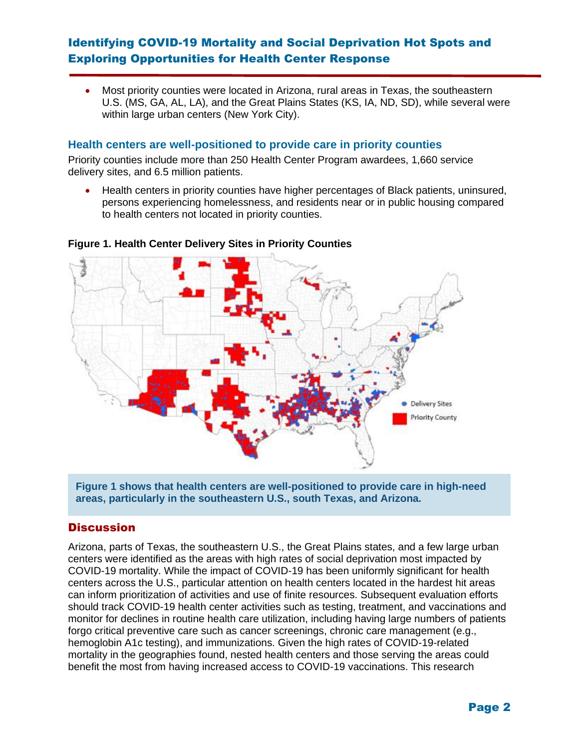- Most priority counties were located in Arizona, rural areas in Texas, the southeastern U.S. (MS, GA, AL, LA), and the Great Plains States (KS, IA, ND, SD), while several were within large urban centers (New York City).

### Health centers are well-positioned to provide care in priority counties

Priority counties include more than 250 Health Center Program awardees, 1,660 service delivery sites, and 6.5 million patients.

- Health centers in priority counties have higher percentages of Black patients, uninsured, persons experiencing homelessness, and residents near or in public housing compared to health centers not located in priority counties.

**Figure 1. Health Center Delivery Sites in Priority Counties**

**Figure 1 shows that health centers are well-positioned to provide care in high-need areas, particularly in the southeastern U.S., south Texas, and Arizona.**

## Discussion

Arizona, parts of Texas, the southeastern U.S., the Great Plains states, and a few large urban centers were identified as the areas with high rates of social deprivation most impacted by COVID-19 mortality. While the impact of COVID-19 has been uniformly significant for health centers across the U.S., particular attention on health centers located in the hardest hit areas can inform prioritization of activities and use of finite resources. Subsequent evaluation efforts should track COVID-19 health center activities such as testing, treatment, and vaccinations and monitor for declines in routine health care utilization, including having large numbers of patients forgo critical preventive care such as cancer screenings, chronic care management (e.g., hemoglobin A1c testing), and immunizations. Given the high rates of COVID-19-related mortality in the geographies found, nested health centers and those serving the areas could benefit the most from having increased access to COVID-19 vaccinations. This research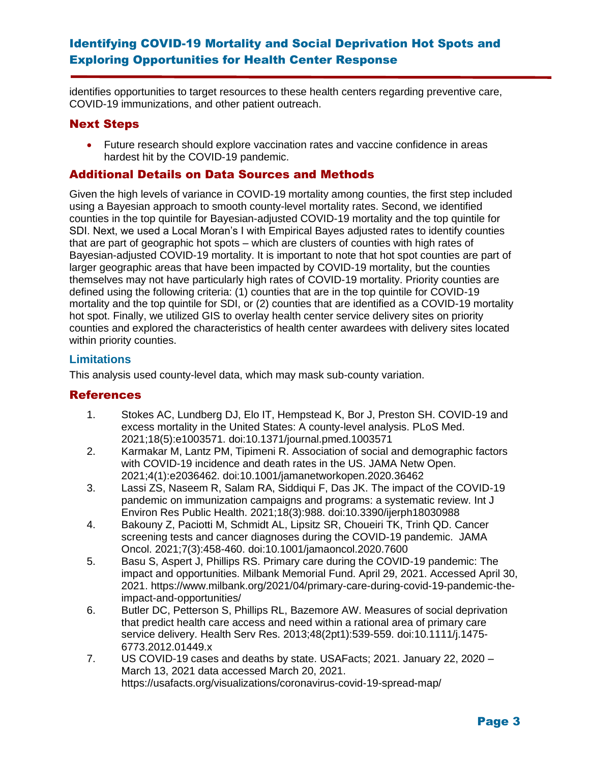identifies opportunities to target resources to these health centers regarding preventive care, COVID-19 immunizations, and other patient outreach.

## Next Steps

- Future research should explore vaccination rates and vaccine confidence in areas hardest hit by the COVID-19 pandemic.

## Additional Details on Data Sources and Methods

Given the high levels of variance in COVID-19 mortality among counties, the first step included using a Bayesian approach to smooth county-level mortality rates. Second, we identified counties in the top quintile for Bayesian-adjusted COVID-19 mortality and the top quintile for SDI. Next, we used a Local Moran's I with Empirical Bayes adjusted rates to identify counties that are part of geographic hot spots – which are clusters of counties with high rates of Bayesian-adjusted COVID-19 mortality. It is important to note that hot spot counties are part of larger geographic areas that have been impacted by COVID-19 mortality, but the counties themselves may not have particularly high rates of COVID-19 mortality. Priority counties are defined using the following criteria: (1) counties that are in the top quintile for COVID-19 mortality and the top quintile for SDI, or (2) counties that are identified as a COVID-19 mortality hot spot. Finally, we utilized GIS to overlay health center service delivery sites on priority counties and explored the characteristics of health center awardees with delivery sites located within priority counties.

### Limitations

This analysis used county-level data, which may mask sub-county variation.

## References

1. Stokes AC, Lundberg DJ, Elo IT, Hempstead K, Bor J, Preston SH. COVID-19 and excess mortality in the United States: A county-level analysis. PLoS Med. 2021;18(5):e1003571. doi:10.1371/journal.pmed.1003571
2. Karmakar M, Lantz PM, Tipimeni R. Association of social and demographic factors with COVID-19 incidence and death rates in the US. JAMA Netw Open. 2021;4(1):e2036462. doi:10.1001/jamanetworkopen.2020.36462
3. Lassi ZS, Naseem R, Salam RA, Siddiqui F, Das JK. The impact of the COVID-19 pandemic on immunization campaigns and programs: a systematic review. Int J Environ Res Public Health. 2021;18(3):988. doi:10.3390/ijerph18030988
4. Bakouny Z, Paciotti M, Schmidt AL, Lipsitz SR, Choueiri TK, Trinh QD. Cancer screening tests and cancer diagnoses during the COVID-19 pandemic. JAMA Oncol. 2021;7(3):458-460. doi:10.1001/jamaoncol.2020.7600
5. Basu S, Aspert J, Phillips RS. Primary care during the COVID-19 pandemic: The impact and opportunities. Milbank Memorial Fund. April 29, 2021. Accessed April 30, 2021. https://www.milbank.org/2021/04/primary-care-during-covid-19-pandemic-the-impact-and-opportunities/
6. Butler DC, Petterson S, Phillips RL, Bazemore AW. Measures of social deprivation that predict health care access and need within a rational area of primary care service delivery. Health Serv Res. 2013;48(2pt1):539-559. doi:10.1111/j.1475-6773.2012.01449.x
7. US COVID-19 cases and deaths by state. USAFacts; 2021. January 22, 2020 – March 13, 2021 data accessed March 20, 2021. https://usafacts.org/visualizations/coronavirus-covid-19-spread-map/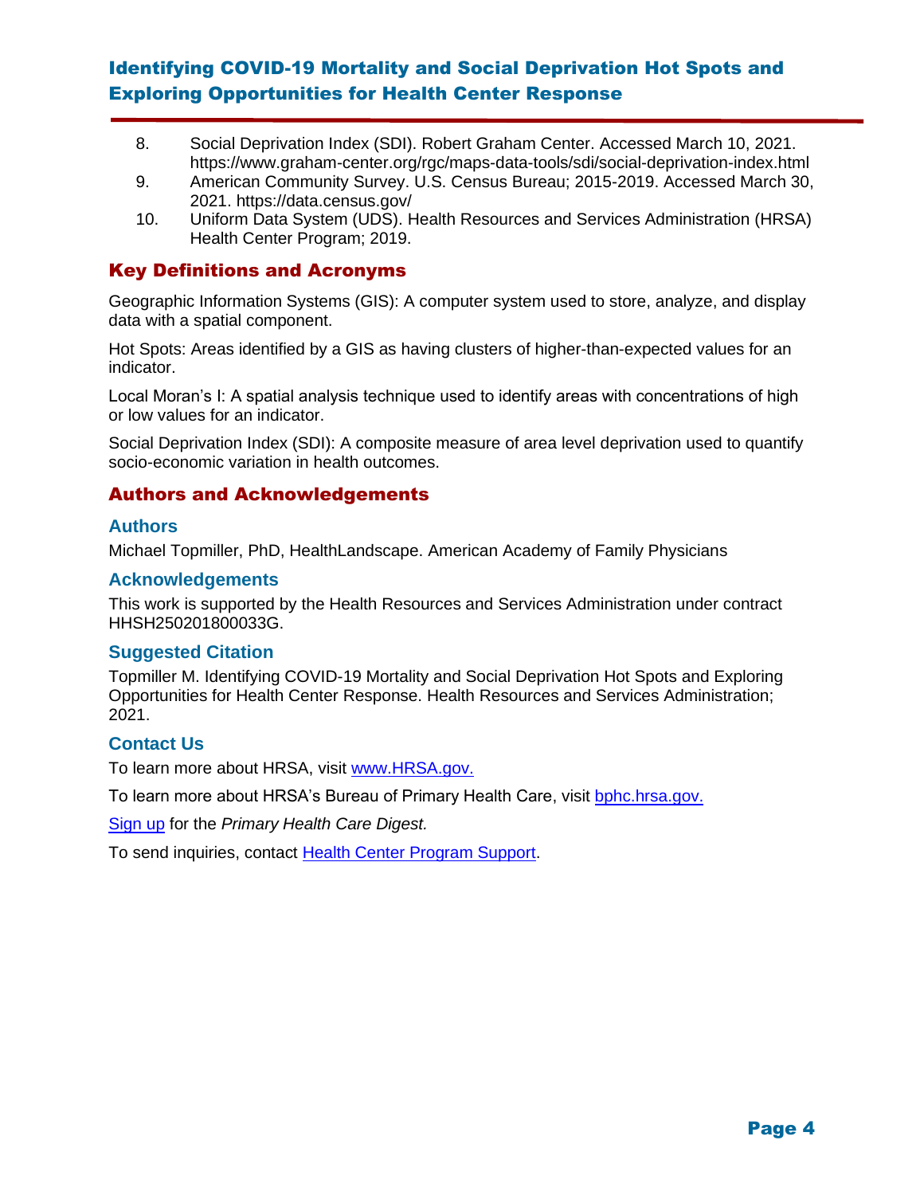8. Social Deprivation Index (SDI). Robert Graham Center. Accessed March 10, 2021. https://www.graham-center.org/rgc/maps-data-tools/sdi/social-deprivation-index.html
9. American Community Survey. U.S. Census Bureau; 2015-2019. Accessed March 30, 2021. https://data.census.gov/
10. Uniform Data System (UDS). Health Resources and Services Administration (HRSA) Health Center Program; 2019.

## Key Definitions and Acronyms

Geographic Information Systems (GIS): A computer system used to store, analyze, and display data with a spatial component.

Hot Spots: Areas identified by a GIS as having clusters of higher-than-expected values for an indicator.

Local Moran's I: A spatial analysis technique used to identify areas with concentrations of high or low values for an indicator.

Social Deprivation Index (SDI): A composite measure of area level deprivation used to quantify socio-economic variation in health outcomes.

## Authors and Acknowledgements

### Authors

Michael Topmiller, PhD, HealthLandscape. American Academy of Family Physicians

### Acknowledgements

This work is supported by the Health Resources and Services Administration under contract HHSH250201800033G.

### Suggested Citation

Topmiller M. Identifying COVID-19 Mortality and Social Deprivation Hot Spots and Exploring Opportunities for Health Center Response. Health Resources and Services Administration; 2021.

### Contact Us

To learn more about HRSA, visit [www.HRSA.gov.](www.HRSA.gov)

To learn more about HRSA's Bureau of Primary Health Care, visit [bphc.hrsa.gov.](bphc.hrsa.gov)

[Sign up]() for the *Primary Health Care Digest.*

To send inquiries, contact [Health Center Program Support]().